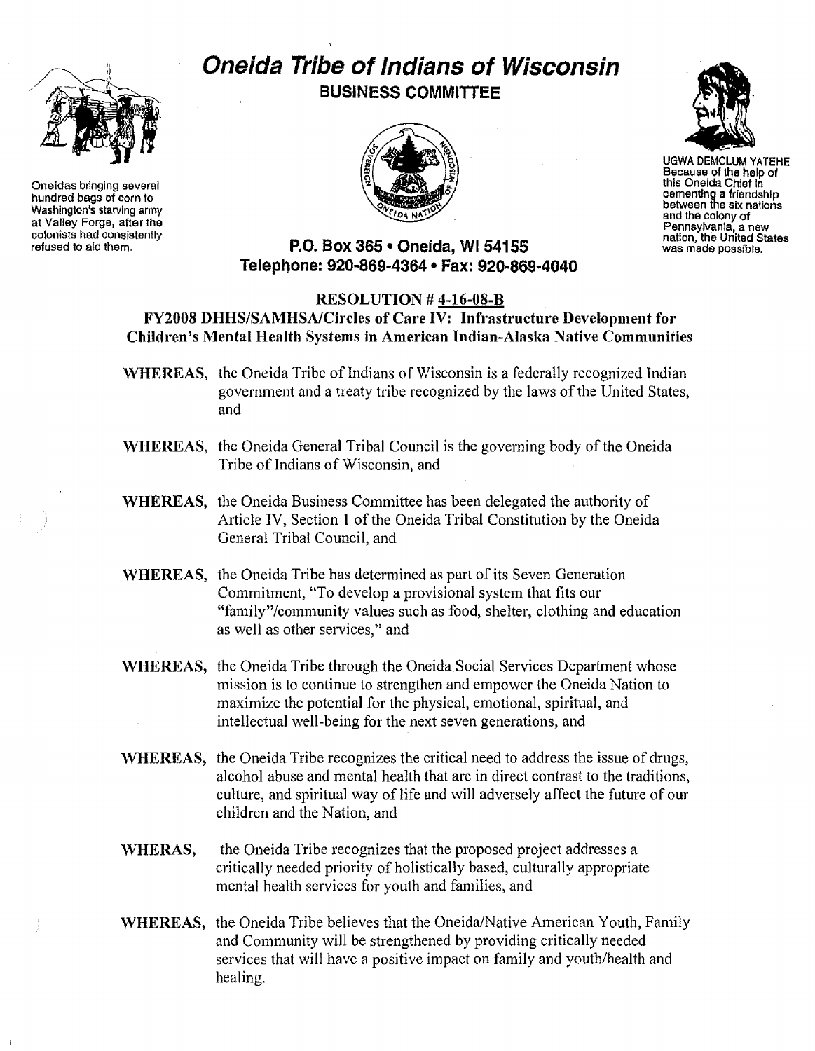# Oneida Tribe of Indians of Wisconsin

**BUSINESS COMMITTEE**

Oneidas bringing several hundred bags of corn to Washington's starving army at Valley Forge, after the colonists had consistently refused to aid them.

UGWA DEMOLUM YATEHE
Because of the help of this Oneida Chief in cementing a friendship between the six nations and the colony of Pennsylvania, a new nation, the United States was made possible.

**P.O. Box 365 • Oneida, WI 54155**
**Telephone: 920-869-4364 • Fax: 920-869-4040**

## RESOLUTION # 4-16-08-B

## FY2008 DHHS/SAMHSA/Circles of Care IV: Infrastructure Development for Children's Mental Health Systems in American Indian-Alaska Native Communities

**WHEREAS,** the Oneida Tribe of Indians of Wisconsin is a federally recognized Indian government and a treaty tribe recognized by the laws of the United States, and

**WHEREAS,** the Oneida General Tribal Council is the governing body of the Oneida Tribe of Indians of Wisconsin, and

**WHEREAS,** the Oneida Business Committee has been delegated the authority of Article IV, Section 1 of the Oneida Tribal Constitution by the Oneida General Tribal Council, and

**WHEREAS,** the Oneida Tribe has determined as part of its Seven Generation Commitment, "To develop a provisional system that fits our "family"/community values such as food, shelter, clothing and education as well as other services," and

**WHEREAS,** the Oneida Tribe through the Oneida Social Services Department whose mission is to continue to strengthen and empower the Oneida Nation to maximize the potential for the physical, emotional, spiritual, and intellectual well-being for the next seven generations, and

**WHEREAS,** the Oneida Tribe recognizes the critical need to address the issue of drugs, alcohol abuse and mental health that are in direct contrast to the traditions, culture, and spiritual way of life and will adversely affect the future of our children and the Nation, and

**WHERAS,** the Oneida Tribe recognizes that the proposed project addresses a critically needed priority of holistically based, culturally appropriate mental health services for youth and families, and

**WHEREAS,** the Oneida Tribe believes that the Oneida/Native American Youth, Family and Community will be strengthened by providing critically needed services that will have a positive impact on family and youth/health and healing.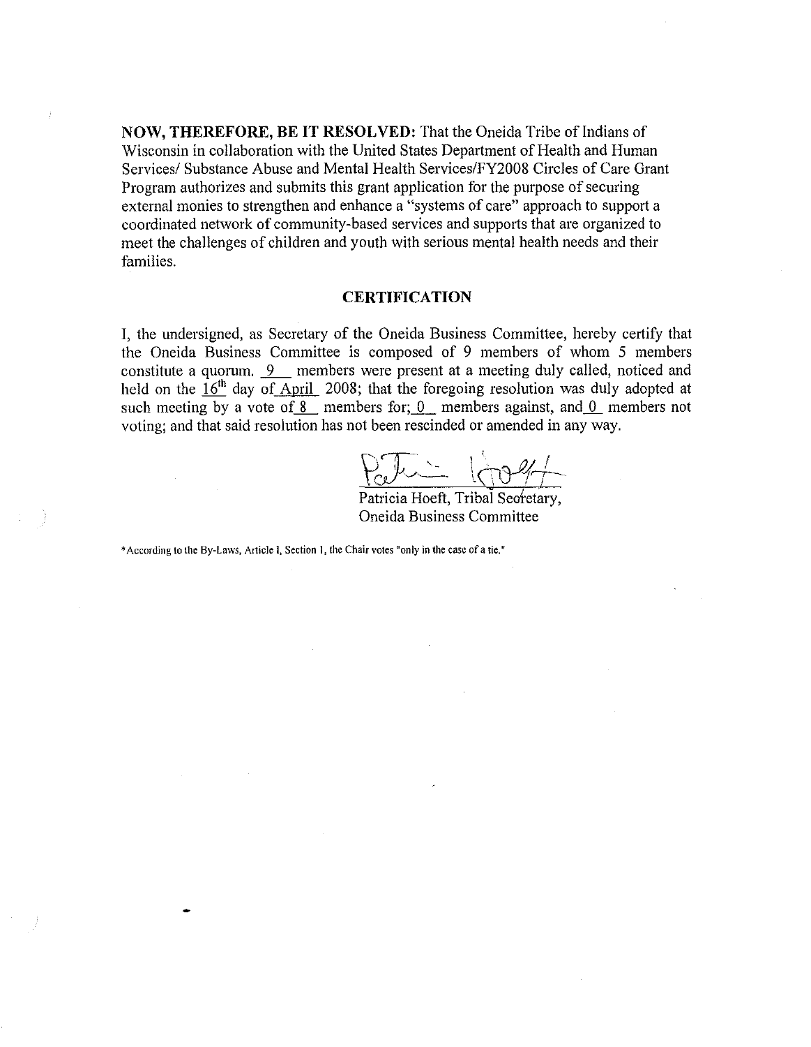**NOW, THEREFORE, BE IT RESOLVED:** That the Oneida Tribe of Indians of Wisconsin in collaboration with the United States Department of Health and Human Services/ Substance Abuse and Mental Health Services/FY2008 Circles of Care Grant Program authorizes and submits this grant application for the purpose of securing external monies to strengthen and enhance a "systems of care" approach to support a coordinated network of community-based services and supports that are organized to meet the challenges of children and youth with serious mental health needs and their families.

## CERTIFICATION

I, the undersigned, as Secretary of the Oneida Business Committee, hereby certify that the Oneida Business Committee is composed of 9 members of whom 5 members constitute a quorum. 9 members were present at a meeting duly called, noticed and held on the 16th day of April 2008; that the foregoing resolution was duly adopted at such meeting by a vote of 8 members for; 0 members against, and 0 members not voting; and that said resolution has not been rescinded or amended in any way.

Patricia Hoeft, Tribal Secretary,
Oneida Business Committee

*According to the By-Laws, Article I, Section 1, the Chair votes "only in the case of a tie."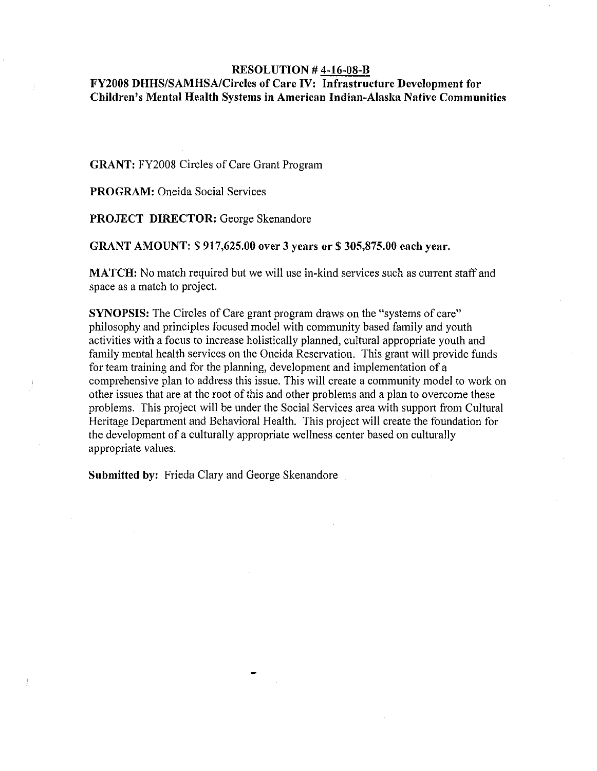**RESOLUTION # 4-16-08-B**

**FY2008 DHHS/SAMHSA/Circles of Care IV: Infrastructure Development for Children's Mental Health Systems in American Indian-Alaska Native Communities**

**GRANT:** FY2008 Circles of Care Grant Program

**PROGRAM:** Oneida Social Services

**PROJECT DIRECTOR:** George Skenandore

**GRANT AMOUNT: $ 917,625.00 over 3 years or $ 305,875.00 each year.**

**MATCH:** No match required but we will use in-kind services such as current staff and space as a match to project.

**SYNOPSIS:** The Circles of Care grant program draws on the "systems of care" philosophy and principles focused model with community based family and youth activities with a focus to increase holistically planned, cultural appropriate youth and family mental health services on the Oneida Reservation. This grant will provide funds for team training and for the planning, development and implementation of a comprehensive plan to address this issue. This will create a community model to work on other issues that are at the root of this and other problems and a plan to overcome these problems. This project will be under the Social Services area with support from Cultural Heritage Department and Behavioral Health. This project will create the foundation for the development of a culturally appropriate wellness center based on culturally appropriate values.

**Submitted by:** Frieda Clary and George Skenandore